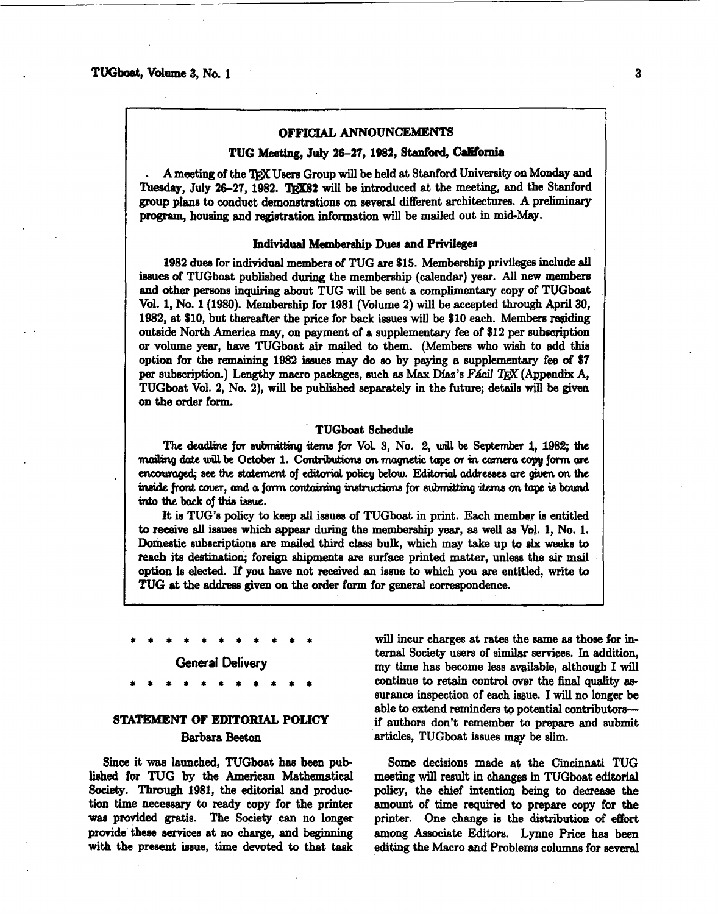## OFFICIAL ANNOUNCEMENTS

### TUG Meeting, July 26–27, 1982, Stanford, California

A meeting of the TEX Users Group will be held at Stanford University on Monday and Tuesday, July 26–27, 1982. TEX82 will be introduced at the meeting, and the Stanford group plans to conduct demonstrations on several different architectures. A preliminary program, housing and registration information will be mailed out in mid-May.

### Individual Membership Dues and Privileges

1982 dues for individual members of TUG are $15. Membership privileges include all issues of TUGboat published during the membership (calendar) year. All new members and other persons inquiring about TUG will be sent a complimentary copy of TUGboat Vol. 1, No. 1 (1980). Membership for 1981 (Volume 2) will be accepted through April 30, 1982, at $10, but thereafter the price for back issues will be $10 each. Members residing outside North America may, on payment of a supplementary fee of $12 per subscription or volume year, have TUGboat air mailed to them. (Members who wish to add this option for the remaining 1982 issues may do so by paying a supplementary fee of $7 per subscription.) Lengthy macro packages, such as Max Díaz's *Fácil TEX* (Appendix A, TUGboat Vol. 2, No. 2), will be published separately in the future; details will be given on the order form.

### TUGboat Schedule

*The deadline for submitting items for Vol. 3, No. 2, will be September 1, 1982; the mailing date will be October 1. Contributions on magnetic tape or in camera copy form are encouraged; see the statement of editorial policy below. Editorial addresses are given on the inside front cover, and a form containing instructions for submitting items on tape is bound into the back of this issue.*

It is TUG's policy to keep all issues of TUGboat in print. Each member is entitled to receive all issues which appear during the membership year, as well as Vol. 1, No. 1. Domestic subscriptions are mailed third class bulk, which may take up to six weeks to reach its destination; foreign shipments are surface printed matter, unless the air mail option is elected. If you have not received an issue to which you are entitled, write to TUG at the address given on the order form for general correspondence.

\* \* \* \* \* \* \* \* \* \* \* \*

## General Delivery

\* \* \* \* \* \* \* \* \* \* \* \*

### STATEMENT OF EDITORIAL POLICY

Barbara Beeton

Since it was launched, TUGboat has been published for TUG by the American Mathematical Society. Through 1981, the editorial and production time necessary to ready copy for the printer was provided gratis. The Society can no longer provide these services at no charge, and beginning with the present issue, time devoted to that task will incur charges at rates the same as those for internal Society users of similar services. In addition, my time has become less available, although I will continue to retain control over the final quality assurance inspection of each issue. I will no longer be able to extend reminders to potential contributors— if authors don't remember to prepare and submit articles, TUGboat issues may be slim.

Some decisions made at the Cincinnati TUG meeting will result in changes in TUGboat editorial policy, the chief intention being to decrease the amount of time required to prepare copy for the printer. One change is the distribution of effort among Associate Editors. Lynne Price has been editing the Macro and Problems columns for several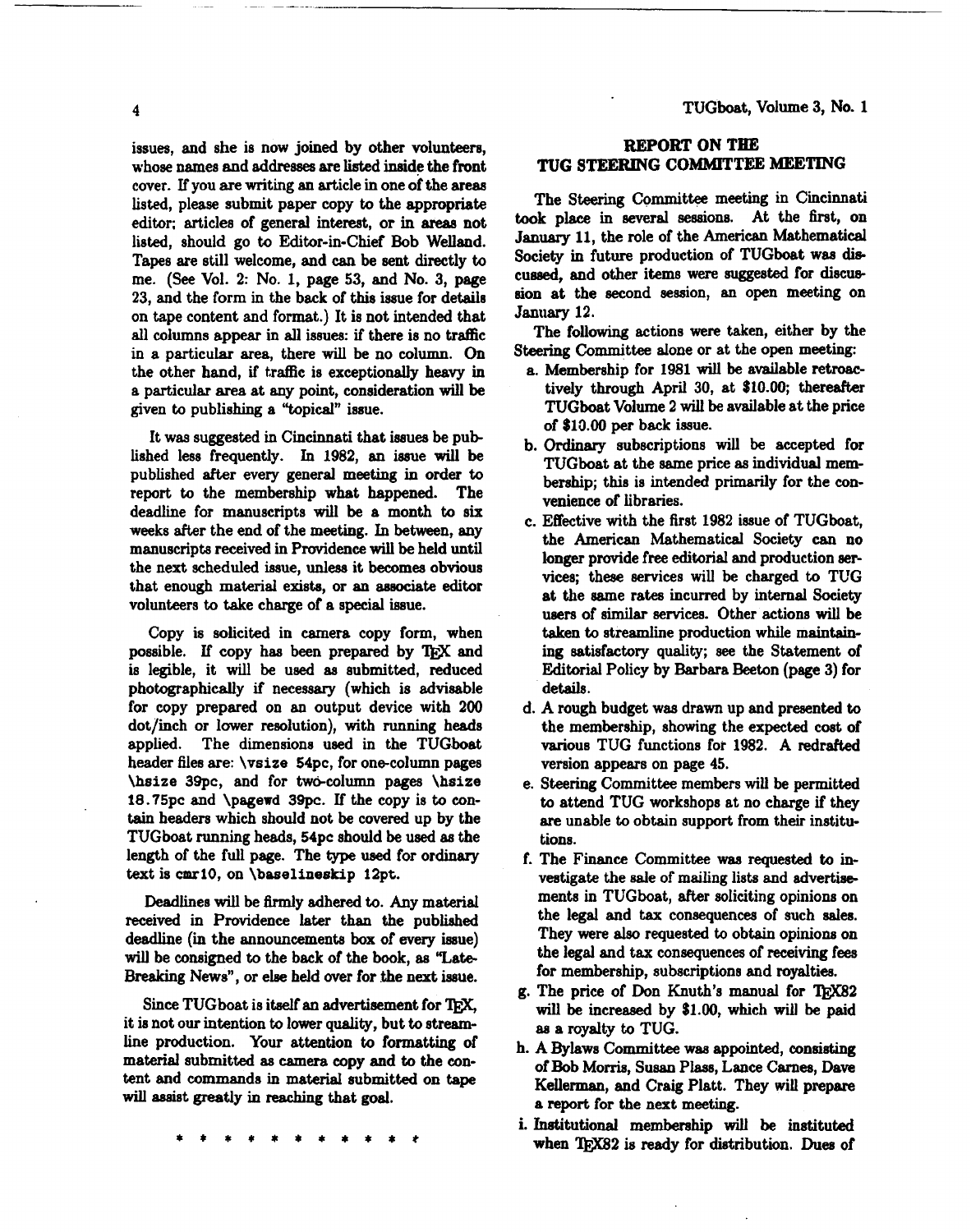issues, and she is now joined by other volunteers, whose names and addresses are listed inside the front cover. If you are writing an article in one of the areas listed, please submit paper copy to the appropriate editor; articles of general interest, or in areas not listed, should go to Editor-in-Chief Bob Welland. Tapes are still welcome, and can be sent directly to me. (See Vol. 2: No. 1, page 53, and No. 3, page 23, and the form in the back of this issue for details on tape content and format.) It is not intended that all columns appear in all issues: if there is no traffic in a particular area, there will be no column. On the other hand, if traffic is exceptionally heavy in a particular area at any point, consideration will be given to publishing a "topical" issue.

It was suggested in Cincinnati that issues be published less frequently. In 1982, an issue will be published after every general meeting in order to report to the membership what happened. The deadline for manuscripts will be a month to six weeks after the end of the meeting. In between, any manuscripts received in Providence will be held until the next scheduled issue, unless it becomes obvious that enough material exists, or an associate editor volunteers to take charge of a special issue.

Copy is solicited in camera copy form, when possible. If copy has been prepared by TEX and is legible, it will be used as submitted, reduced photographically if necessary (which is advisable for copy prepared on an output device with 200 dot/inch or lower resolution), with running heads applied. The dimensions used in the TUGboat header files are: `\vsize 54pc`, for one-column pages `\hsize 39pc`, and for two-column pages `\hsize 18.75pc` and `\pagewd 39pc`. If the copy is to contain headers which should not be covered up by the TUGboat running heads, 54pc should be used as the length of the full page. The type used for ordinary text is `cmr10`, on `\baselineskip 12pt`.

Deadlines will be firmly adhered to. Any material received in Providence later than the published deadline (in the announcements box of every issue) will be consigned to the back of the book, as "Late-Breaking News", or else held over for the next issue.

Since TUGboat is itself an advertisement for TEX, it is not our intention to lower quality, but to streamline production. Your attention to formatting of material submitted as camera copy and to the content and commands in material submitted on tape will assist greatly in reaching that goal.

\* \* \* \* \* \* \* \* \* \* \*

## REPORT ON THE TUG STEERING COMMITTEE MEETING

The Steering Committee meeting in Cincinnati took place in several sessions. At the first, on January 11, the role of the American Mathematical Society in future production of TUGboat was discussed, and other items were suggested for discussion at the second session, an open meeting on January 12.

The following actions were taken, either by the Steering Committee alone or at the open meeting:

a. Membership for 1981 will be available retroactively through April 30, at $10.00; thereafter TUGboat Volume 2 will be available at the price of $10.00 per back issue.
b. Ordinary subscriptions will be accepted for TUGboat at the same price as individual membership; this is intended primarily for the convenience of libraries.
c. Effective with the first 1982 issue of TUGboat, the American Mathematical Society can no longer provide free editorial and production services; these services will be charged to TUG at the same rates incurred by internal Society users of similar services. Other actions will be taken to streamline production while maintaining satisfactory quality; see the Statement of Editorial Policy by Barbara Beeton (page 3) for details.
d. A rough budget was drawn up and presented to the membership, showing the expected cost of various TUG functions for 1982. A redrafted version appears on page 45.
e. Steering Committee members will be permitted to attend TUG workshops at no charge if they are unable to obtain support from their institutions.
f. The Finance Committee was requested to investigate the sale of mailing lists and advertisements in TUGboat, after soliciting opinions on the legal and tax consequences of such sales. They were also requested to obtain opinions on the legal and tax consequences of receiving fees for membership, subscriptions and royalties.
g. The price of Don Knuth's manual for TEX82 will be increased by $1.00, which will be paid as a royalty to TUG.
h. A Bylaws Committee was appointed, consisting of Bob Morris, Susan Plass, Lance Carnes, Dave Kellerman, and Craig Platt. They will prepare a report for the next meeting.
i. Institutional membership will be instituted when TEX82 is ready for distribution. Dues of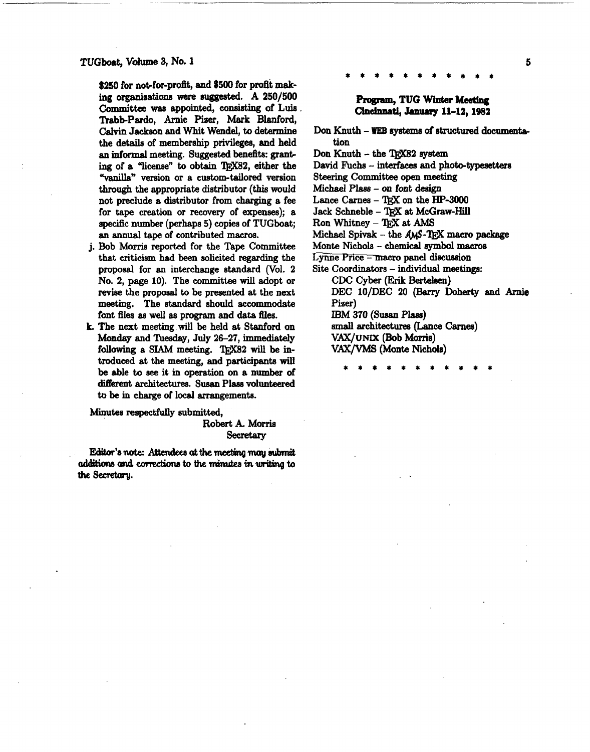$250 for not-for-profit, and $500 for profit making organisations were suggested. A 250/500 Committee was appointed, consisting of Luis Trabb-Pardo, Arnie Pizer, Mark Blanford, Calvin Jackson and Whit Wendel, to determine the details of membership privileges, and held an informal meeting. Suggested benefits: granting of a "license" to obtain TEX82, either the "vanilla" version or a custom-tailored version through the appropriate distributor (this would not preclude a distributor from charging a fee for tape creation or recovery of expenses); a specific number (perhaps 5) copies of TUGboat; an annual tape of contributed macros.

j. Bob Morris reported for the Tape Committee that criticism had been solicited regarding the proposal for an interchange standard (Vol. 2 No. 2, page 10). The committee will adopt or revise the proposal to be presented at the next meeting. The standard should accommodate font files as well as program and data files.

k. The next meeting will be held at Stanford on Monday and Tuesday, July 26–27, immediately following a SIAM meeting. TEX82 will be introduced at the meeting, and participants will be able to see it in operation on a number of different architectures. Susan Plass volunteered to be in charge of local arrangements.

Minutes respectfully submitted,

Robert A. Morris
Secretary

**Editor's note:** *Attendees at the meeting may submit additions and corrections to the minutes in writing to the Secretary.*

\* \* \* \* \* \* \* \* \* \* \* \*

## Program, TUG Winter Meeting Cincinnati, January 11–12, 1982

Don Knuth – WEB systems of structured documentation
Don Knuth – the TEX82 system
David Fuchs – interfaces and photo-typesetters
Steering Committee open meeting
Michael Plass – on font design
Lance Carnes – TEX on the HP-3000
Jack Schneble – TEX at McGraw-Hill
Ron Whitney – TEX at AMS
Michael Spivak – the AMS-TEX macro package
Monte Nichols – chemical symbol macros
Lynne Price – macro panel discussion
Site Coordinators – individual meetings:
- CDC Cyber (Erik Bertelsen)
- DEC 10/DEC 20 (Barry Doherty and Arnie Pizer)
- IBM 370 (Susan Plass)
- small architectures (Lance Carnes)
- VAX/UNIX (Bob Morris)
- VAX/VMS (Monte Nichols)

\* \* \* \* \* \* \* \* \* \* \* \*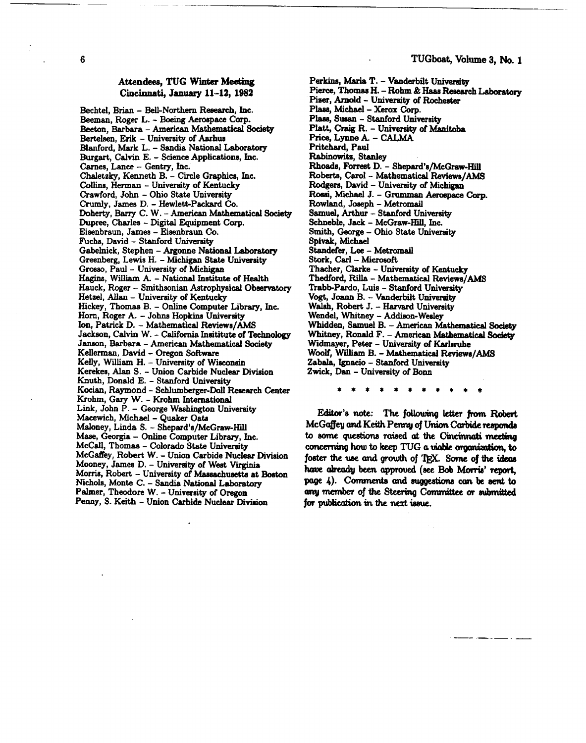## Attendees, TUG Winter Meeting Cincinnati, January 11–12, 1982

Bechtel, Brian – Bell-Northern Research, Inc.
Beeman, Roger L. – Boeing Aerospace Corp.
Beeton, Barbara – American Mathematical Society
Bertelsen, Erik – University of Aarhus
Blanford, Mark L. – Sandia National Laboratory
Burgart, Calvin E. – Science Applications, Inc.
Carnes, Lance – Gentry, Inc.
Chaletzky, Kenneth B. – Circle Graphics, Inc.
Collins, Herman – University of Kentucky
Crawford, John – Ohio State University
Crumly, James D. – Hewlett-Packard Co.
Doherty, Barry C. W. – American Mathematical Society
Dupree, Charles – Digital Equipment Corp.
Eisenbraun, James – Eisenbraun Co.
Fuchs, David – Stanford University
Gabelnick, Stephen – Argonne National Laboratory
Greenberg, Lewis H. – Michigan State University
Grosso, Paul – University of Michigan
Hagins, William A. – National Institute of Health
Hauck, Roger – Smithsonian Astrophysical Observatory
Hetzel, Allan – University of Kentucky
Hickey, Thomas B. – Online Computer Library, Inc.
Horn, Roger A. – Johns Hopkins University
Ion, Patrick D. – Mathematical Reviews/AMS
Jackson, Calvin W. – California Insititute of Technology
Janson, Barbara – American Mathematical Society
Kellerman, David – Oregon Software
Kelly, William H. – University of Wisconsin
Kerekes, Alan S. – Union Carbide Nuclear Division
Knuth, Donald E. – Stanford University
Kocian, Raymond – Schlumberger-Doll Research Center
Krohm, Gary W. – Krohm International
Link, John P. – George Washington University
Macewich, Michael – Quaker Oats
Maloney, Linda S. – Shepard's/McGraw-Hill
Mase, Georgia – Online Computer Library, Inc.
McCall, Thomas – Colorado State University
McGaffey, Robert W. – Union Carbide Nuclear Division
Mooney, James D. – University of West Virginia
Morris, Robert – University of Massachusetts at Boston
Nichols, Monte C. – Sandia National Laboratory
Palmer, Theodore W. – University of Oregon
Penny, S. Keith – Union Carbide Nuclear Division
Perkins, Maria T. – Vanderbilt University
Pierce, Thomas H. – Rohm & Haas Research Laboratory
Piser, Arnold – University of Rochester
Plass, Michael – Xerox Corp.
Plass, Susan – Stanford University
Platt, Craig R. – University of Manitoba
Price, Lynne A. – CALMA
Pritchard, Paul
Rabinowitz, Stanley
Rhoads, Forrest D. – Shepard's/McGraw-Hill
Roberts, Carol – Mathematical Reviews/AMS
Rodgers, David – University of Michigan
Rossi, Michael J. – Grumman Aerospace Corp.
Rowland, Joseph – Metromail
Samuel, Arthur – Stanford University
Schneble, Jack – McGraw-Hill, Inc.
Smith, George – Ohio State University
Spivak, Michael
Standefer, Lee – Metromail
Stork, Carl – Microsoft
Thacher, Clarke – University of Kentucky
Thedford, Rilla – Mathematical Reviews/AMS
Trabb-Pardo, Luis – Stanford University
Vogt, Joann B. – Vanderbilt University
Walsh, Robert J. – Harvard University
Wendel, Whitney – Addison-Wesley
Whidden, Samuel B. – American Mathematical Society
Whitney, Ronald F. – American Mathematical Society
Widmayer, Peter – University of Karlsruhe
Woolf, William B. – Mathematical Reviews/AMS
Zabala, Ignacio – Stanford University
Zwick, Dan – University of Bonn

\* \* \* \* \* \* \* \* \* \* \*

*Editor's note: The following letter from Robert McGaffey and Keith Penny of Union Carbide responds to some questions raised at the Cincinnati meeting concerning how to keep TUG a viable organization, to foster the use and growth of TEX. Some of the ideas have already been approved (see Bob Morris' report, page 4). Comments and suggestions can be sent to any member of the Steering Committee or submitted for publication in the next issue.*